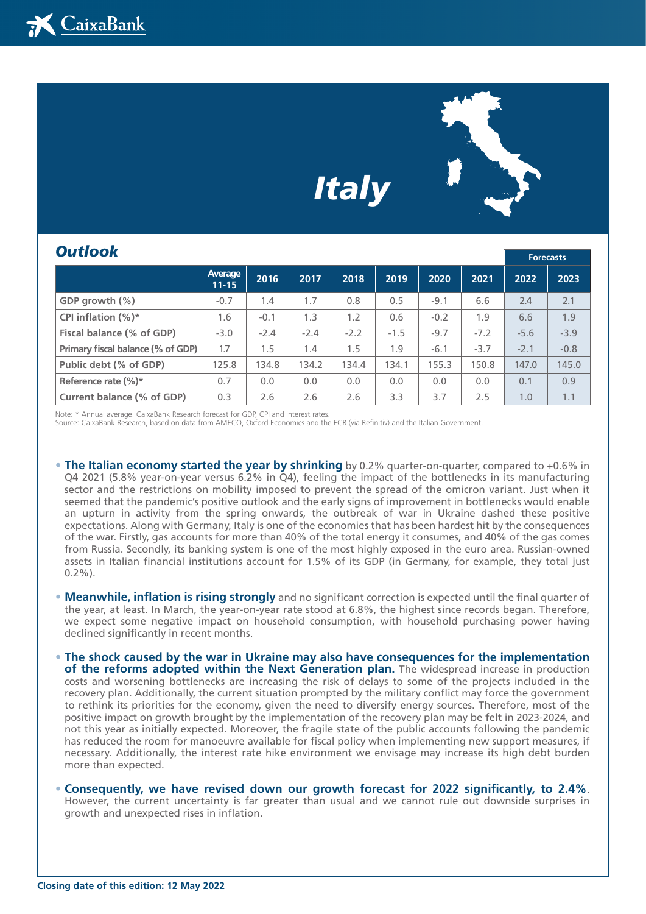# Italy

## Outlook

| | Average 11-15 | 2016 | 2017 | 2018 | 2019 | 2020 | 2021 | Forecasts 2022 | Forecasts 2023 |
|---|---|---|---|---|---|---|---|---|---|
| GDP growth (%) | -0.7 | 1.4 | 1.7 | 0.8 | 0.5 | -9.1 | 6.6 | 2.4 | 2.1 |
| CPI inflation (%)* | 1.6 | -0.1 | 1.3 | 1.2 | 0.6 | -0.2 | 1.9 | 6.6 | 1.9 |
| Fiscal balance (% of GDP) | -3.0 | -2.4 | -2.4 | -2.2 | -1.5 | -9.7 | -7.2 | -5.6 | -3.9 |
| Primary fiscal balance (% of GDP) | 1.7 | 1.5 | 1.4 | 1.5 | 1.9 | -6.1 | -3.7 | -2.1 | -0.8 |
| Public debt (% of GDP) | 125.8 | 134.8 | 134.2 | 134.4 | 134.1 | 155.3 | 150.8 | 147.0 | 145.0 |
| Reference rate (%)* | 0.7 | 0.0 | 0.0 | 0.0 | 0.0 | 0.0 | 0.0 | 0.1 | 0.9 |
| Current balance (% of GDP) | 0.3 | 2.6 | 2.6 | 2.6 | 3.3 | 3.7 | 2.5 | 1.0 | 1.1 |

Note: * Annual average. CaixaBank Research forecast for GDP, CPI and interest rates.
Source: CaixaBank Research, based on data from AMECO, Oxford Economics and the ECB (via Refinitiv) and the Italian Government.

- **The Italian economy started the year by shrinking** by 0.2% quarter-on-quarter, compared to +0.6% in Q4 2021 (5.8% year-on-year versus 6.2% in Q4), feeling the impact of the bottlenecks in its manufacturing sector and the restrictions on mobility imposed to prevent the spread of the omicron variant. Just when it seemed that the pandemic's positive outlook and the early signs of improvement in bottlenecks would enable an upturn in activity from the spring onwards, the outbreak of war in Ukraine dashed these positive expectations. Along with Germany, Italy is one of the economies that has been hardest hit by the consequences of the war. Firstly, gas accounts for more than 40% of the total energy it consumes, and 40% of the gas comes from Russia. Secondly, its banking system is one of the most highly exposed in the euro area. Russian-owned assets in Italian financial institutions account for 1.5% of its GDP (in Germany, for example, they total just 0.2%).

- **Meanwhile, inflation is rising strongly** and no significant correction is expected until the final quarter of the year, at least. In March, the year-on-year rate stood at 6.8%, the highest since records began. Therefore, we expect some negative impact on household consumption, with household purchasing power having declined significantly in recent months.

- **The shock caused by the war in Ukraine may also have consequences for the implementation of the reforms adopted within the Next Generation plan.** The widespread increase in production costs and worsening bottlenecks are increasing the risk of delays to some of the projects included in the recovery plan. Additionally, the current situation prompted by the military conflict may force the government to rethink its priorities for the economy, given the need to diversify energy sources. Therefore, most of the positive impact on growth brought by the implementation of the recovery plan may be felt in 2023-2024, and not this year as initially expected. Moreover, the fragile state of the public accounts following the pandemic has reduced the room for manoeuvre available for fiscal policy when implementing new support measures, if necessary. Additionally, the interest rate hike environment we envisage may increase its high debt burden more than expected.

- **Consequently, we have revised down our growth forecast for 2022 significantly, to 2.4%**. However, the current uncertainty is far greater than usual and we cannot rule out downside surprises in growth and unexpected rises in inflation.

**Closing date of this edition: 12 May 2022**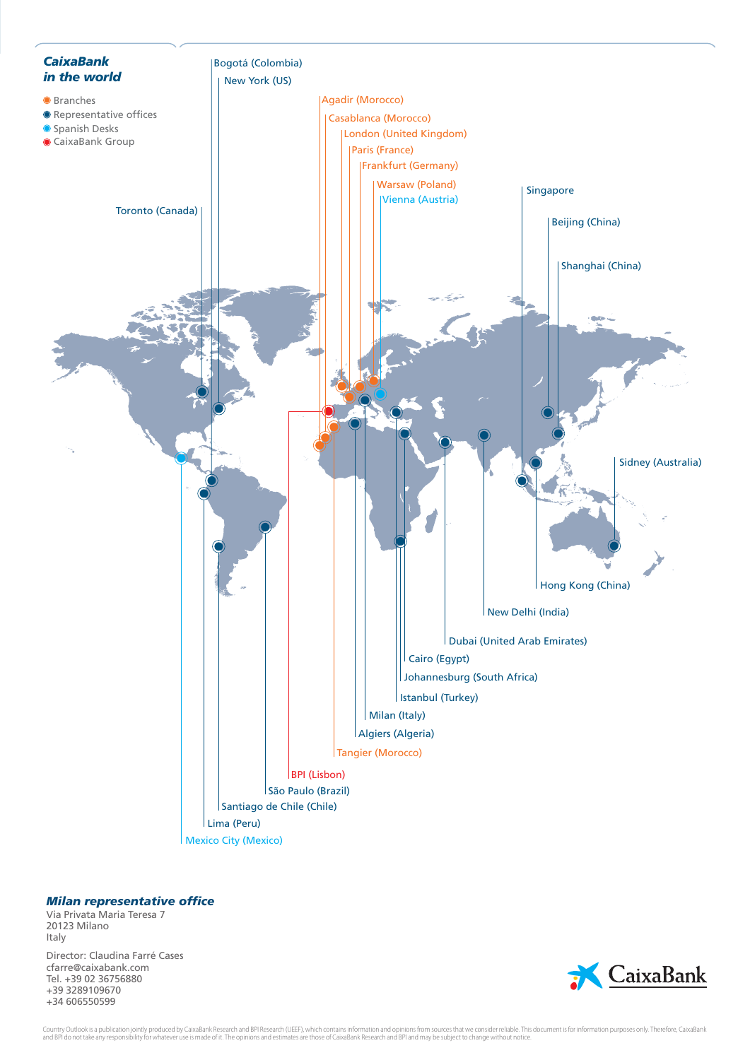## *CaixaBank in the world*

- Branches
- Representative offices
- Spanish Desks
- CaixaBank Group

Bogotá (Colombia)
New York (US)
Agadir (Morocco)
Casablanca (Morocco)
London (United Kingdom)
Paris (France)
Frankfurt (Germany)
Warsaw (Poland)
Vienna (Austria)
Singapore
Toronto (Canada)
Beijing (China)
Shanghai (China)
Sidney (Australia)
Hong Kong (China)
New Delhi (India)
Dubai (United Arab Emirates)
Cairo (Egypt)
Johannesburg (South Africa)
Istanbul (Turkey)
Milan (Italy)
Algiers (Algeria)
Tangier (Morocco)
BPI (Lisbon)
São Paulo (Brazil)
Santiago de Chile (Chile)
Lima (Peru)
Mexico City (Mexico)

### *Milan representative office*

Via Privata Maria Teresa 7
20123 Milano
Italy

Director: Claudina Farré Cases
cfarre@caixabank.com
Tel. +39 02 36756880
+39 3289109670
+34 606550599

CaixaBank

Country Outlook is a publication jointly produced by CaixaBank Research and BPI Research (UEEF), which contains information and opinions from sources that we consider reliable. This document is for information purposes only. Therefore, CaixaBank and BPI do not take any responsibility for whatever use is made of it. The opinions and estimates are those of CaixaBank Research and BPI and may be subject to change without notice.